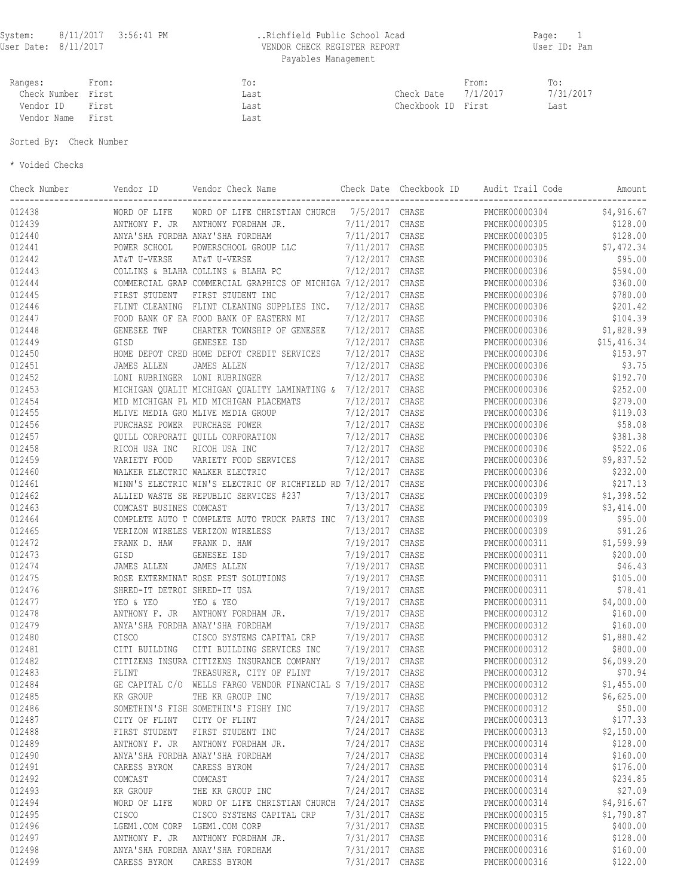System: 8/11/2017 3:56:41 PM
User Date: 8/11/2017

..Richfield Public School Acad
VENDOR CHECK REGISTER REPORT
Payables Management

Page: 1
User ID: Pam

| Ranges: | From: | To: | | From: | To: |
|---|---|---|---|---|---|
| Check Number | First | Last | Check Date | 7/1/2017 | 7/31/2017 |
| Vendor ID | First | Last | Checkbook ID | First | Last |
| Vendor Name | First | Last | | | |

Sorted By: Check Number

* Voided Checks

| Check Number | Vendor ID | Vendor Check Name | Check Date | Checkbook ID | Audit Trail Code | Amount |
|---|---|---|---|---|---|---|
| 012438 | WORD OF LIFE | WORD OF LIFE CHRISTIAN CHURCH | 7/5/2017 | CHASE | PMCHK00000304 | $4,916.67 |
| 012439 | ANTHONY F. JR | ANTHONY FORDHAM JR. | 7/11/2017 | CHASE | PMCHK00000305 | $128.00 |
| 012440 | ANYA'SHA FORDHA | ANAY'SHA FORDHAM | 7/11/2017 | CHASE | PMCHK00000305 | $128.00 |
| 012441 | POWER SCHOOL | POWERSCHOOL GROUP LLC | 7/11/2017 | CHASE | PMCHK00000305 | $7,472.34 |
| 012442 | AT&T U-VERSE | AT&T U-VERSE | 7/12/2017 | CHASE | PMCHK00000306 | $95.00 |
| 012443 | COLLINS & BLAHA | COLLINS & BLAHA PC | 7/12/2017 | CHASE | PMCHK00000306 | $594.00 |
| 012444 | COMMERCIAL GRAP | COMMERCIAL GRAPHICS OF MICHIGA | 7/12/2017 | CHASE | PMCHK00000306 | $360.00 |
| 012445 | FIRST STUDENT | FIRST STUDENT INC | 7/12/2017 | CHASE | PMCHK00000306 | $780.00 |
| 012446 | FLINT CLEANING | FLINT CLEANING SUPPLIES INC. | 7/12/2017 | CHASE | PMCHK00000306 | $201.42 |
| 012447 | FOOD BANK OF EA | FOOD BANK OF EASTERN MI | 7/12/2017 | CHASE | PMCHK00000306 | $104.39 |
| 012448 | GENESEE TWP | CHARTER TOWNSHIP OF GENESEE | 7/12/2017 | CHASE | PMCHK00000306 | $1,828.99 |
| 012449 | GISD | GENESEE ISD | 7/12/2017 | CHASE | PMCHK00000306 | $15,416.34 |
| 012450 | HOME DEPOT CRED | HOME DEPOT CREDIT SERVICES | 7/12/2017 | CHASE | PMCHK00000306 | $153.97 |
| 012451 | JAMES ALLEN | JAMES ALLEN | 7/12/2017 | CHASE | PMCHK00000306 | $3.75 |
| 012452 | LONI RUBRINGER | LONI RUBRINGER | 7/12/2017 | CHASE | PMCHK00000306 | $192.70 |
| 012453 | MICHIGAN QUALIT | MICHIGAN QUALITY LAMINATING & | 7/12/2017 | CHASE | PMCHK00000306 | $252.00 |
| 012454 | MID MICHIGAN PL | MID MICHIGAN PLACEMATS | 7/12/2017 | CHASE | PMCHK00000306 | $279.00 |
| 012455 | MLIVE MEDIA GRO | MLIVE MEDIA GROUP | 7/12/2017 | CHASE | PMCHK00000306 | $119.03 |
| 012456 | PURCHASE POWER | PURCHASE POWER | 7/12/2017 | CHASE | PMCHK00000306 | $58.08 |
| 012457 | QUILL CORPORATI | QUILL CORPORATION | 7/12/2017 | CHASE | PMCHK00000306 | $381.38 |
| 012458 | RICOH USA INC | RICOH USA INC | 7/12/2017 | CHASE | PMCHK00000306 | $522.06 |
| 012459 | VARIETY FOOD | VARIETY FOOD SERVICES | 7/12/2017 | CHASE | PMCHK00000306 | $9,837.52 |
| 012460 | WALKER ELECTRIC | WALKER ELECTRIC | 7/12/2017 | CHASE | PMCHK00000306 | $232.00 |
| 012461 | WINN'S ELECTRIC | WIN'S ELECTRIC OF RICHFIELD RD | 7/12/2017 | CHASE | PMCHK00000306 | $217.13 |
| 012462 | ALLIED WASTE SE | REPUBLIC SERVICES #237 | 7/13/2017 | CHASE | PMCHK00000309 | $1,398.52 |
| 012463 | COMCAST BUSINES | COMCAST | 7/13/2017 | CHASE | PMCHK00000309 | $3,414.00 |
| 012464 | COMPLETE AUTO T | COMPLETE AUTO TRUCK PARTS INC | 7/13/2017 | CHASE | PMCHK00000309 | $95.00 |
| 012465 | VERIZON WIRELES | VERIZON WIRELESS | 7/13/2017 | CHASE | PMCHK00000309 | $91.26 |
| 012472 | FRANK D. HAW | FRANK D. HAW | 7/19/2017 | CHASE | PMCHK00000311 | $1,599.99 |
| 012473 | GISD | GENESEE ISD | 7/19/2017 | CHASE | PMCHK00000311 | $200.00 |
| 012474 | JAMES ALLEN | JAMES ALLEN | 7/19/2017 | CHASE | PMCHK00000311 | $46.43 |
| 012475 | ROSE EXTERMINAT | ROSE PEST SOLUTIONS | 7/19/2017 | CHASE | PMCHK00000311 | $105.00 |
| 012476 | SHRED-IT DETROI | SHRED-IT USA | 7/19/2017 | CHASE | PMCHK00000311 | $78.41 |
| 012477 | YEO & YEO | YEO & YEO | 7/19/2017 | CHASE | PMCHK00000311 | $4,000.00 |
| 012478 | ANTHONY F. JR | ANTHONY FORDHAM JR. | 7/19/2017 | CHASE | PMCHK00000312 | $160.00 |
| 012479 | ANYA'SHA FORDHA | ANAY'SHA FORDHAM | 7/19/2017 | CHASE | PMCHK00000312 | $160.00 |
| 012480 | CISCO | CISCO SYSTEMS CAPITAL CRP | 7/19/2017 | CHASE | PMCHK00000312 | $1,880.42 |
| 012481 | CITI BUILDING | CITI BUILDING SERVICES INC | 7/19/2017 | CHASE | PMCHK00000312 | $800.00 |
| 012482 | CITIZENS INSURA | CITIZENS INSURANCE COMPANY | 7/19/2017 | CHASE | PMCHK00000312 | $6,099.20 |
| 012483 | FLINT | TREASURER, CITY OF FLINT | 7/19/2017 | CHASE | PMCHK00000312 | $70.94 |
| 012484 | GE CAPITAL C/O | WELLS FARGO VENDOR FINANCIAL S | 7/19/2017 | CHASE | PMCHK00000312 | $1,455.00 |
| 012485 | KR GROUP | THE KR GROUP INC | 7/19/2017 | CHASE | PMCHK00000312 | $6,625.00 |
| 012486 | SOMETHIN'S FISH | SOMETHIN'S FISHY INC | 7/19/2017 | CHASE | PMCHK00000312 | $50.00 |
| 012487 | CITY OF FLINT | CITY OF FLINT | 7/24/2017 | CHASE | PMCHK00000313 | $177.33 |
| 012488 | FIRST STUDENT | FIRST STUDENT INC | 7/24/2017 | CHASE | PMCHK00000313 | $2,150.00 |
| 012489 | ANTHONY F. JR | ANTHONY FORDHAM JR. | 7/24/2017 | CHASE | PMCHK00000314 | $128.00 |
| 012490 | ANYA'SHA FORDHA | ANAY'SHA FORDHAM | 7/24/2017 | CHASE | PMCHK00000314 | $160.00 |
| 012491 | CARESS BYROM | CARESS BYROM | 7/24/2017 | CHASE | PMCHK00000314 | $176.00 |
| 012492 | COMCAST | COMCAST | 7/24/2017 | CHASE | PMCHK00000314 | $234.85 |
| 012493 | KR GROUP | THE KR GROUP INC | 7/24/2017 | CHASE | PMCHK00000314 | $27.09 |
| 012494 | WORD OF LIFE | WORD OF LIFE CHRISTIAN CHURCH | 7/24/2017 | CHASE | PMCHK00000314 | $4,916.67 |
| 012495 | CISCO | CISCO SYSTEMS CAPITAL CRP | 7/31/2017 | CHASE | PMCHK00000315 | $1,790.87 |
| 012496 | LGEM1.COM CORP | LGEM1.COM CORP | 7/31/2017 | CHASE | PMCHK00000315 | $400.00 |
| 012497 | ANTHONY F. JR | ANTHONY FORDHAM JR. | 7/31/2017 | CHASE | PMCHK00000316 | $128.00 |
| 012498 | ANYA'SHA FORDHA | ANAY'SHA FORDHAM | 7/31/2017 | CHASE | PMCHK00000316 | $160.00 |
| 012499 | CARESS BYROM | CARESS BYROM | 7/31/2017 | CHASE | PMCHK00000316 | $122.00 |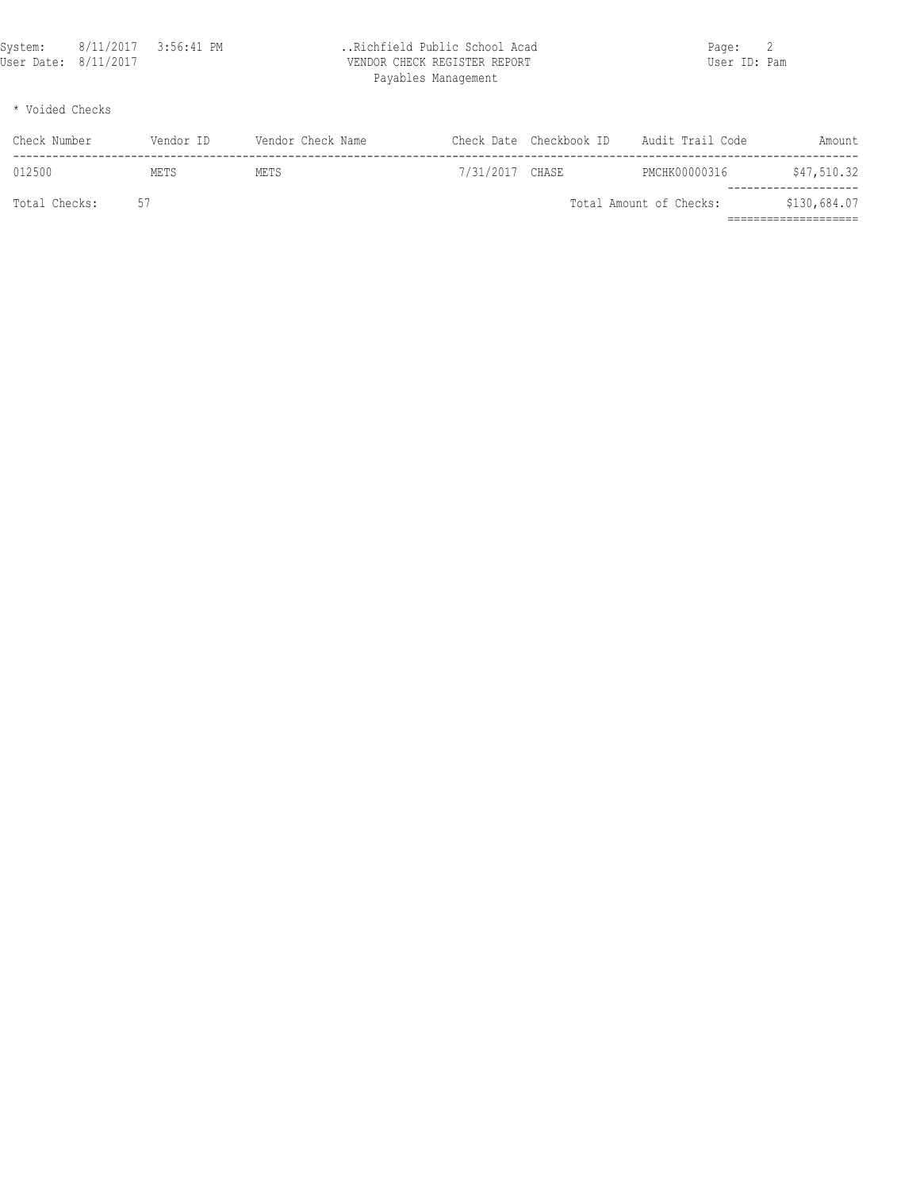* Voided Checks

| Check Number | Vendor ID | Vendor Check Name | Check Date | Checkbook ID | Audit Trail Code | Amount |
|---|---|---|---|---|---|---|
| 012500 | METS | METS | 7/31/2017 | CHASE | PMCHK00000316 | $47,510.32 |

Total Checks: 57

Total Amount of Checks: $130,684.07